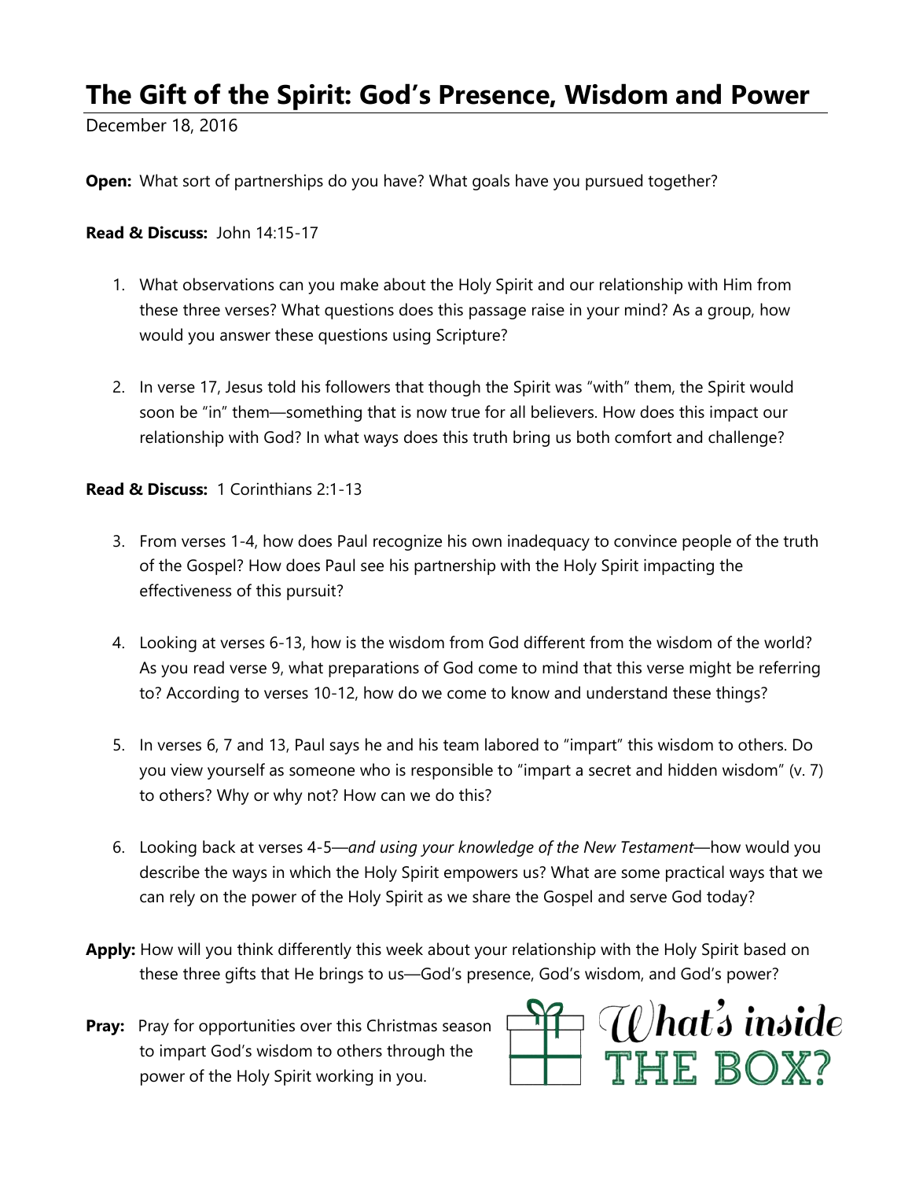# The Gift of the Spirit: God's Presence, Wisdom and Power

December 18, 2016

**Open:** What sort of partnerships do you have? What goals have you pursued together?

**Read & Discuss:** John 14:15-17

1. What observations can you make about the Holy Spirit and our relationship with Him from these three verses? What questions does this passage raise in your mind? As a group, how would you answer these questions using Scripture?

2. In verse 17, Jesus told his followers that though the Spirit was "with" them, the Spirit would soon be "in" them—something that is now true for all believers. How does this impact our relationship with God? In what ways does this truth bring us both comfort and challenge?

**Read & Discuss:** 1 Corinthians 2:1-13

3. From verses 1-4, how does Paul recognize his own inadequacy to convince people of the truth of the Gospel? How does Paul see his partnership with the Holy Spirit impacting the effectiveness of this pursuit?

4. Looking at verses 6-13, how is the wisdom from God different from the wisdom of the world? As you read verse 9, what preparations of God come to mind that this verse might be referring to? According to verses 10-12, how do we come to know and understand these things?

5. In verses 6, 7 and 13, Paul says he and his team labored to "impart" this wisdom to others. Do you view yourself as someone who is responsible to "impart a secret and hidden wisdom" (v. 7) to others? Why or why not? How can we do this?

6. Looking back at verses 4-5—*and using your knowledge of the New Testament*—how would you describe the ways in which the Holy Spirit empowers us? What are some practical ways that we can rely on the power of the Holy Spirit as we share the Gospel and serve God today?

**Apply:** How will you think differently this week about your relationship with the Holy Spirit based on these three gifts that He brings to us—God's presence, God's wisdom, and God's power?

**Pray:** Pray for opportunities over this Christmas season to impart God's wisdom to others through the power of the Holy Spirit working in you.

What's inside THE BOX?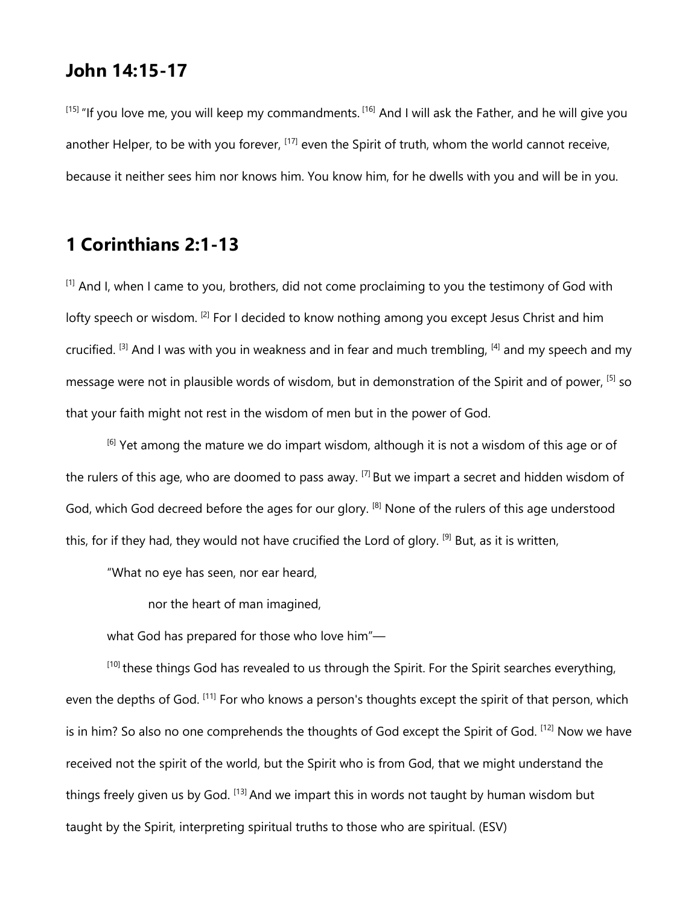## John 14:15-17

[15] "If you love me, you will keep my commandments. [16] And I will ask the Father, and he will give you another Helper, to be with you forever, [17] even the Spirit of truth, whom the world cannot receive, because it neither sees him nor knows him. You know him, for he dwells with you and will be in you.

## 1 Corinthians 2:1-13

[1] And I, when I came to you, brothers, did not come proclaiming to you the testimony of God with lofty speech or wisdom. [2] For I decided to know nothing among you except Jesus Christ and him crucified. [3] And I was with you in weakness and in fear and much trembling, [4] and my speech and my message were not in plausible words of wisdom, but in demonstration of the Spirit and of power, [5] so that your faith might not rest in the wisdom of men but in the power of God.

[6] Yet among the mature we do impart wisdom, although it is not a wisdom of this age or of the rulers of this age, who are doomed to pass away. [7] But we impart a secret and hidden wisdom of God, which God decreed before the ages for our glory. [8] None of the rulers of this age understood this, for if they had, they would not have crucified the Lord of glory. [9] But, as it is written,

"What no eye has seen, nor ear heard,

nor the heart of man imagined,

what God has prepared for those who love him"—

[10] these things God has revealed to us through the Spirit. For the Spirit searches everything, even the depths of God. [11] For who knows a person's thoughts except the spirit of that person, which is in him? So also no one comprehends the thoughts of God except the Spirit of God. [12] Now we have received not the spirit of the world, but the Spirit who is from God, that we might understand the things freely given us by God. [13] And we impart this in words not taught by human wisdom but taught by the Spirit, interpreting spiritual truths to those who are spiritual. (ESV)